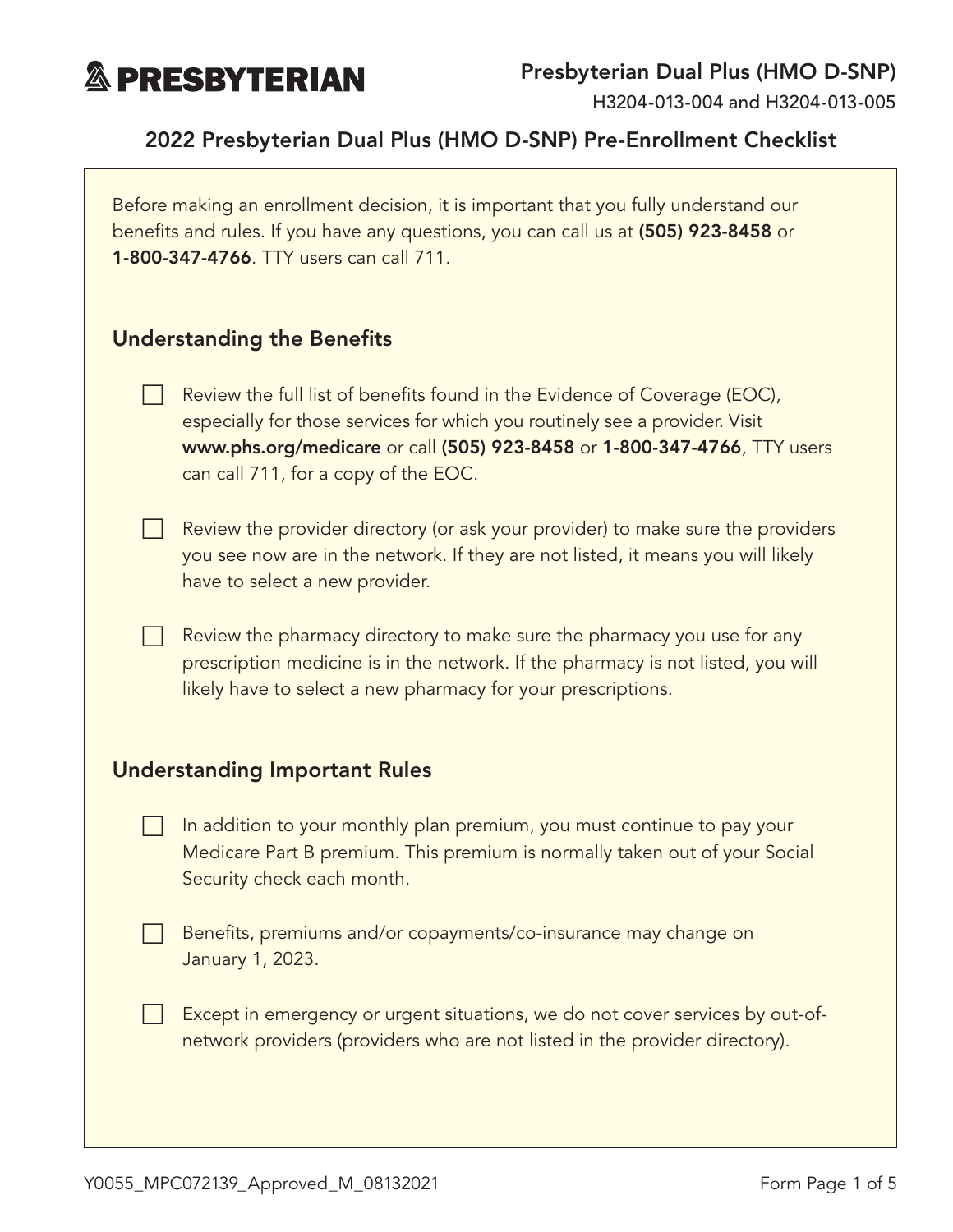**PRESBYTERIAN**

**Presbyterian Dual Plus (HMO D-SNP)**

H3204-013-004 and H3204-013-005

# 2022 Presbyterian Dual Plus (HMO D-SNP) Pre-Enrollment Checklist

Before making an enrollment decision, it is important that you fully understand our benefits and rules. If you have any questions, you can call us at **(505) 923-8458** or **1-800-347-4766**. TTY users can call 711.

## Understanding the Benefits

- [ ] Review the full list of benefits found in the Evidence of Coverage (EOC), especially for those services for which you routinely see a provider. Visit **www.phs.org/medicare** or call **(505) 923-8458** or **1-800-347-4766**, TTY users can call 711, for a copy of the EOC.

- [ ] Review the provider directory (or ask your provider) to make sure the providers you see now are in the network. If they are not listed, it means you will likely have to select a new provider.

- [ ] Review the pharmacy directory to make sure the pharmacy you use for any prescription medicine is in the network. If the pharmacy is not listed, you will likely have to select a new pharmacy for your prescriptions.

## Understanding Important Rules

- [ ] In addition to your monthly plan premium, you must continue to pay your Medicare Part B premium. This premium is normally taken out of your Social Security check each month.

- [ ] Benefits, premiums and/or copayments/co-insurance may change on January 1, 2023.

- [ ] Except in emergency or urgent situations, we do not cover services by out-of-network providers (providers who are not listed in the provider directory).

Y0055_MPC072139_Approved_M_08132021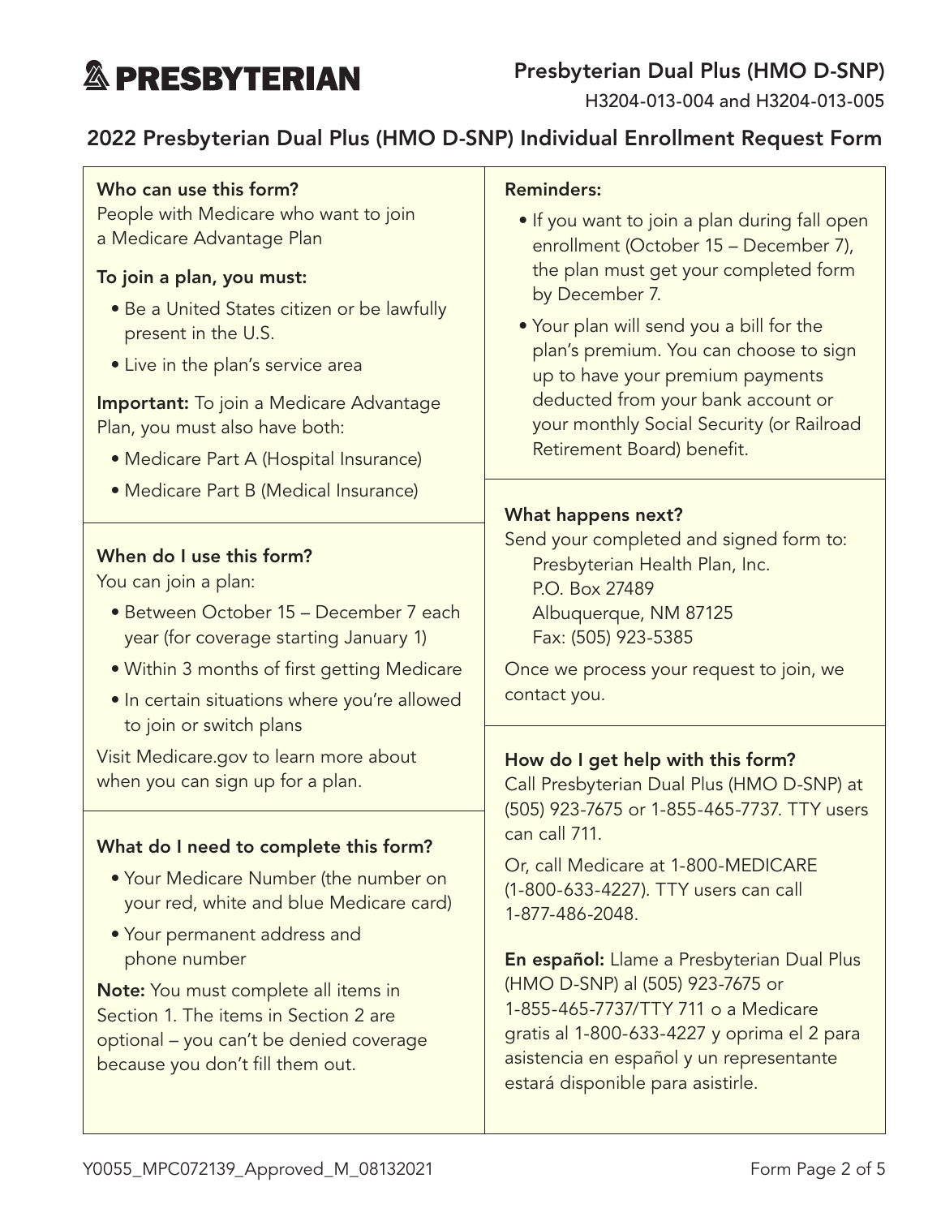# PRESBYTERIAN

**Presbyterian Dual Plus (HMO D-SNP)**

H3204-013-004 and H3204-013-005

## 2022 Presbyterian Dual Plus (HMO D-SNP) Individual Enrollment Request Form

### Who can use this form?

People with Medicare who want to join a Medicare Advantage Plan

**To join a plan, you must:**

- Be a United States citizen or be lawfully present in the U.S.
- Live in the plan's service area

**Important:** To join a Medicare Advantage Plan, you must also have both:

- Medicare Part A (Hospital Insurance)
- Medicare Part B (Medical Insurance)

### When do I use this form?

You can join a plan:

- Between October 15 – December 7 each year (for coverage starting January 1)
- Within 3 months of first getting Medicare
- In certain situations where you're allowed to join or switch plans

Visit Medicare.gov to learn more about when you can sign up for a plan.

### What do I need to complete this form?

- Your Medicare Number (the number on your red, white and blue Medicare card)
- Your permanent address and phone number

**Note:** You must complete all items in Section 1. The items in Section 2 are optional – you can't be denied coverage because you don't fill them out.

### Reminders:

- If you want to join a plan during fall open enrollment (October 15 – December 7), the plan must get your completed form by December 7.
- Your plan will send you a bill for the plan's premium. You can choose to sign up to have your premium payments deducted from your bank account or your monthly Social Security (or Railroad Retirement Board) benefit.

### What happens next?

Send your completed and signed form to:

Presbyterian Health Plan, Inc.
P.O. Box 27489
Albuquerque, NM 87125
Fax: (505) 923-5385

Once we process your request to join, we contact you.

### How do I get help with this form?

Call Presbyterian Dual Plus (HMO D-SNP) at (505) 923-7675 or 1-855-465-7737. TTY users can call 711.

Or, call Medicare at 1-800-MEDICARE (1-800-633-4227). TTY users can call 1-877-486-2048.

**En español:** Llame a Presbyterian Dual Plus (HMO D-SNP) al (505) 923-7675 or 1-855-465-7737/TTY 711 o a Medicare gratis al 1-800-633-4227 y oprima el 2 para asistencia en español y un representante estará disponible para asistirle.

Y0055_MPC072139_Approved_M_08132021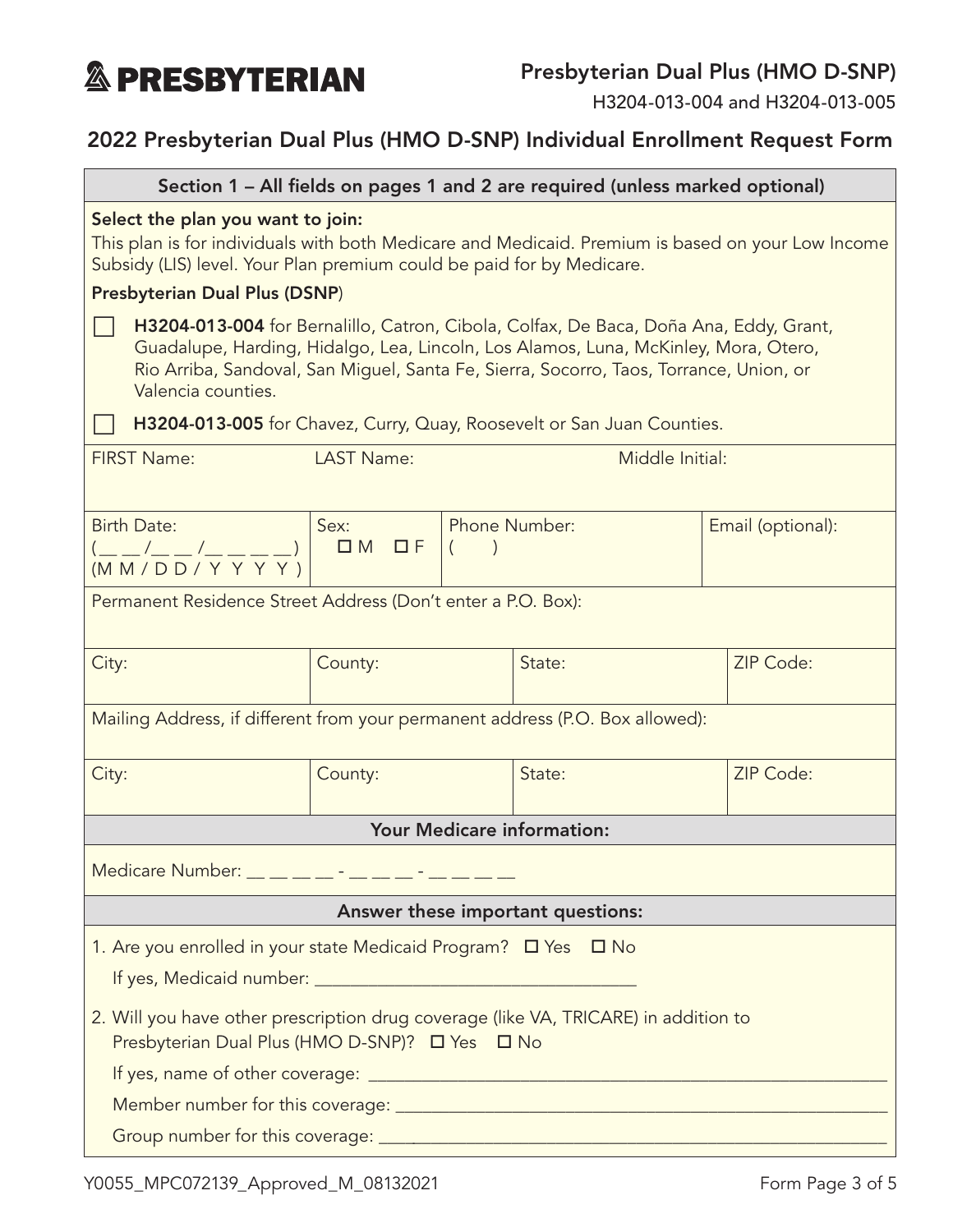PRESBYTERIAN

**Presbyterian Dual Plus (HMO D-SNP)**

H3204-013-004 and H3204-013-005

## 2022 Presbyterian Dual Plus (HMO D-SNP) Individual Enrollment Request Form

### Section 1 – All fields on pages 1 and 2 are required (unless marked optional)

**Select the plan you want to join:**

This plan is for individuals with both Medicare and Medicaid. Premium is based on your Low Income Subsidy (LIS) level. Your Plan premium could be paid for by Medicare.

**Presbyterian Dual Plus (DSNP)**

☐ **H3204-013-004** for Bernalillo, Catron, Cibola, Colfax, De Baca, Doña Ana, Eddy, Grant, Guadalupe, Harding, Hidalgo, Lea, Lincoln, Los Alamos, Luna, McKinley, Mora, Otero, Rio Arriba, Sandoval, San Miguel, Santa Fe, Sierra, Socorro, Taos, Torrance, Union, or Valencia counties.

☐ **H3204-013-005** for Chavez, Curry, Quay, Roosevelt or San Juan Counties.

| FIRST Name: | LAST Name: | Middle Initial: |
|---|---|---|
| | | |

| Birth Date: (\_\_ \_\_ /\_\_ \_\_ /\_\_ \_\_ \_\_ \_\_) (M M / D D / Y Y Y Y) | Sex: ☐ M ☐ F | Phone Number: (    ) | Email (optional): |
|---|---|---|---|

Permanent Residence Street Address (Don't enter a P.O. Box):

| City: | County: | State: | ZIP Code: |
|---|---|---|---|
| | | | |

Mailing Address, if different from your permanent address (P.O. Box allowed):

| City: | County: | State: | ZIP Code: |
|---|---|---|---|
| | | | |

### Your Medicare information:

Medicare Number: \_\_ \_\_ \_\_ \_\_ - \_\_ \_\_ \_\_ - \_\_ \_\_ \_\_ \_\_

### Answer these important questions:

1. Are you enrolled in your state Medicaid Program? ☐ Yes ☐ No

   If yes, Medicaid number: \_\_\_\_\_\_\_\_\_\_\_\_\_\_\_\_\_\_\_\_\_\_\_\_\_\_\_\_\_\_\_\_\_\_

2. Will you have other prescription drug coverage (like VA, TRICARE) in addition to Presbyterian Dual Plus (HMO D-SNP)? ☐ Yes ☐ No

   If yes, name of other coverage: \_\_\_\_\_\_\_\_\_\_\_\_\_\_\_\_\_\_\_\_\_\_\_\_\_\_\_\_\_\_\_\_\_\_\_\_\_\_\_\_\_\_\_\_\_\_\_\_\_\_\_

   Member number for this coverage: \_\_\_\_\_\_\_\_\_\_\_\_\_\_\_\_\_\_\_\_\_\_\_\_\_\_\_\_\_\_\_\_\_\_\_\_\_\_\_\_\_\_\_\_\_\_\_\_

   Group number for this coverage: \_\_\_\_\_\_\_\_\_\_\_\_\_\_\_\_\_\_\_\_\_\_\_\_\_\_\_\_\_\_\_\_\_\_\_\_\_\_\_\_\_\_\_\_\_\_\_\_\_\_

Y0055_MPC072139_Approved_M_08132021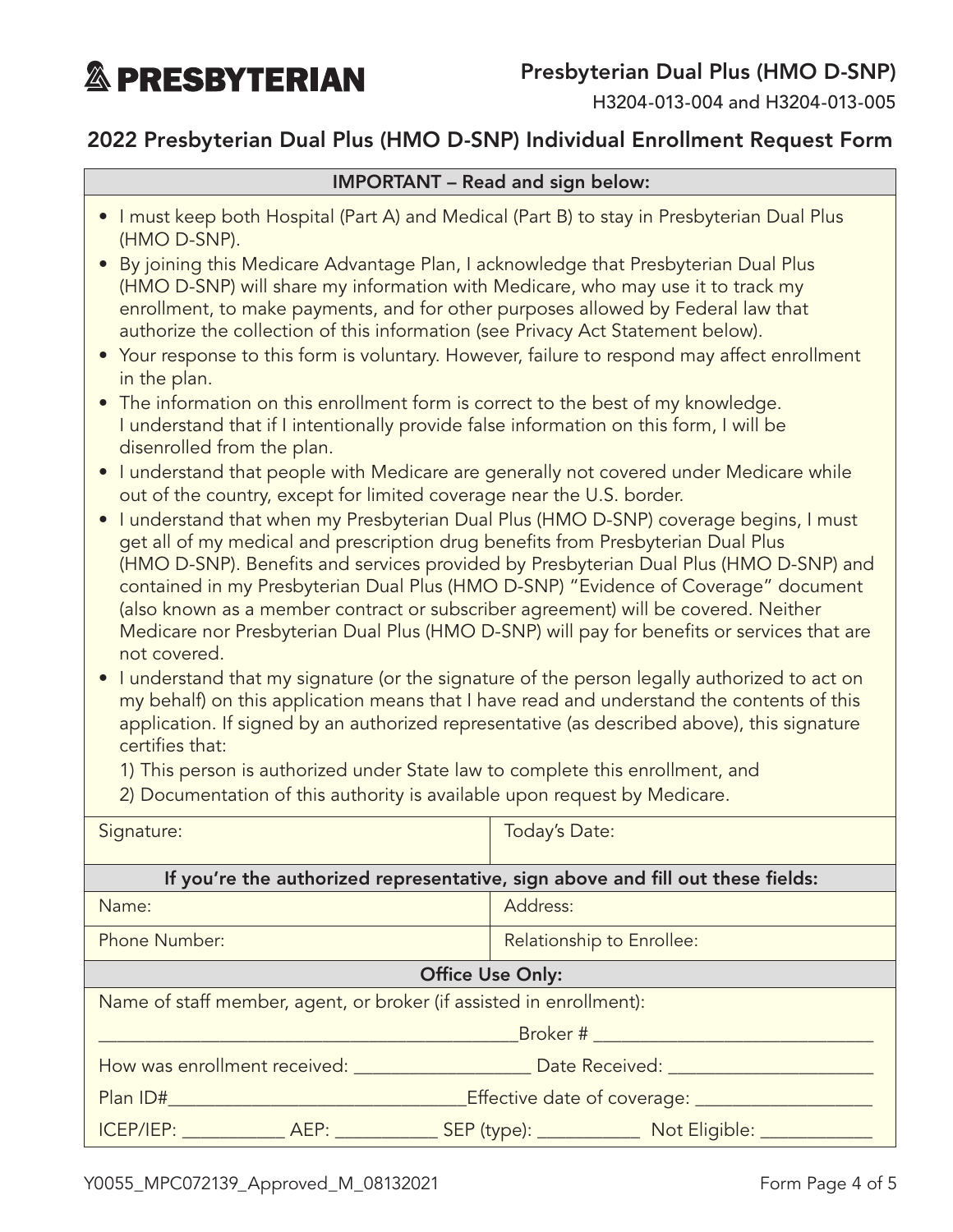**PRESBYTERIAN**

**Presbyterian Dual Plus (HMO D-SNP)**

H3204-013-004 and H3204-013-005

## 2022 Presbyterian Dual Plus (HMO D-SNP) Individual Enrollment Request Form

**IMPORTANT – Read and sign below:**

- I must keep both Hospital (Part A) and Medical (Part B) to stay in Presbyterian Dual Plus (HMO D-SNP).
- By joining this Medicare Advantage Plan, I acknowledge that Presbyterian Dual Plus (HMO D-SNP) will share my information with Medicare, who may use it to track my enrollment, to make payments, and for other purposes allowed by Federal law that authorize the collection of this information (see Privacy Act Statement below).
- Your response to this form is voluntary. However, failure to respond may affect enrollment in the plan.
- The information on this enrollment form is correct to the best of my knowledge. I understand that if I intentionally provide false information on this form, I will be disenrolled from the plan.
- I understand that people with Medicare are generally not covered under Medicare while out of the country, except for limited coverage near the U.S. border.
- I understand that when my Presbyterian Dual Plus (HMO D-SNP) coverage begins, I must get all of my medical and prescription drug benefits from Presbyterian Dual Plus (HMO D-SNP). Benefits and services provided by Presbyterian Dual Plus (HMO D-SNP) and contained in my Presbyterian Dual Plus (HMO D-SNP) "Evidence of Coverage" document (also known as a member contract or subscriber agreement) will be covered. Neither Medicare nor Presbyterian Dual Plus (HMO D-SNP) will pay for benefits or services that are not covered.
- I understand that my signature (or the signature of the person legally authorized to act on my behalf) on this application means that I have read and understand the contents of this application. If signed by an authorized representative (as described above), this signature certifies that:

  1) This person is authorized under State law to complete this enrollment, and

  2) Documentation of this authority is available upon request by Medicare.

| Signature: | Today's Date: |
|---|---|

**If you're the authorized representative, sign above and fill out these fields:**

| Name: | Address: |
|---|---|
| Phone Number: | Relationship to Enrollee: |

**Office Use Only:**

Name of staff member, agent, or broker (if assisted in enrollment):

_____________________________________________Broker # ______________________________

How was enrollment received: __________________ Date Received: ______________________

Plan ID#_______________________________Effective date of coverage: __________________

ICEP/IEP: ___________ AEP: ___________ SEP (type): ___________ Not Eligible: ____________

Y0055_MPC072139_Approved_M_08132021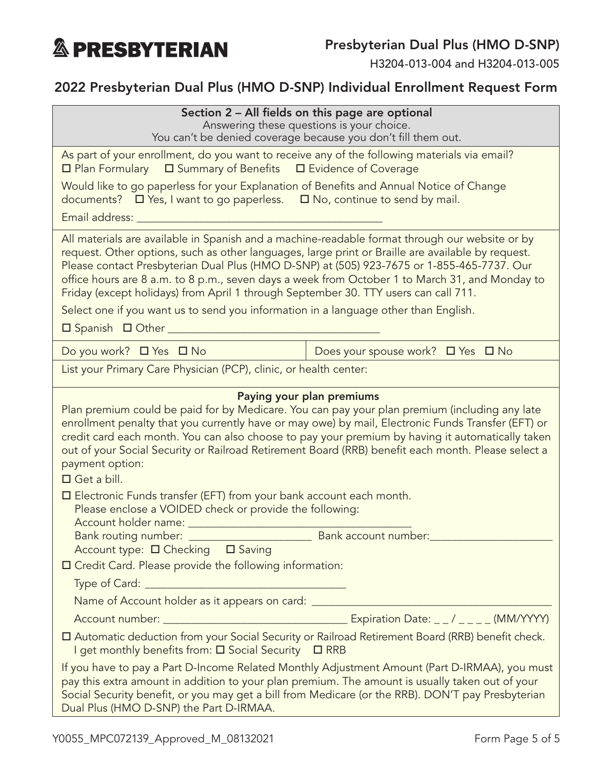# Presbyterian Dual Plus (HMO D-SNP)

H3204-013-004 and H3204-013-005

## 2022 Presbyterian Dual Plus (HMO D-SNP) Individual Enrollment Request Form

### Section 2 – All fields on this page are optional

Answering these questions is your choice.
You can't be denied coverage because you don't fill them out.

As part of your enrollment, do you want to receive any of the following materials via email?
☐ Plan Formulary ☐ Summary of Benefits ☐ Evidence of Coverage

Would like to go paperless for your Explanation of Benefits and Annual Notice of Change documents? ☐ Yes, I want to go paperless. ☐ No, continue to send by mail.

Email address: ___________________________________________

All materials are available in Spanish and a machine-readable format through our website or by request. Other options, such as other languages, large print or Braille are available by request. Please contact Presbyterian Dual Plus (HMO D-SNP) at (505) 923-7675 or 1-855-465-7737. Our office hours are 8 a.m. to 8 p.m., seven days a week from October 1 to March 31, and Monday to Friday (except holidays) from April 1 through September 30. TTY users can call 711.

Select one if you want us to send you information in a language other than English.

☐ Spanish ☐ Other ____________________________________

Do you work? ☐ Yes ☐ No

Does your spouse work? ☐ Yes ☐ No

List your Primary Care Physician (PCP), clinic, or health center:

### Paying your plan premiums

Plan premium could be paid for by Medicare. You can pay your plan premium (including any late enrollment penalty that you currently have or may owe) by mail, Electronic Funds Transfer (EFT) or credit card each month. You can also choose to pay your premium by having it automatically taken out of your Social Security or Railroad Retirement Board (RRB) benefit each month. Please select a payment option:

☐ Get a bill.

☐ Electronic Funds transfer (EFT) from your bank account each month.
Please enclose a VOIDED check or provide the following:
Account holder name: _______________________________________
Bank routing number: _____________________ Bank account number: _____________________
Account type: ☐ Checking ☐ Saving

☐ Credit Card. Please provide the following information:

Type of Card: ___________________________________

Name of Account holder as it appears on card: ________________________________________

Account number: ______________________________ Expiration Date: _ _ / _ _ _ _ (MM/YYYY)

☐ Automatic deduction from your Social Security or Railroad Retirement Board (RRB) benefit check.
I get monthly benefits from: ☐ Social Security ☐ RRB

If you have to pay a Part D-Income Related Monthly Adjustment Amount (Part D-IRMAA), you must pay this extra amount in addition to your plan premium. The amount is usually taken out of your Social Security benefit, or you may get a bill from Medicare (or the RRB). DON'T pay Presbyterian Dual Plus (HMO D-SNP) the Part D-IRMAA.

Y0055_MPC072139_Approved_M_08132021